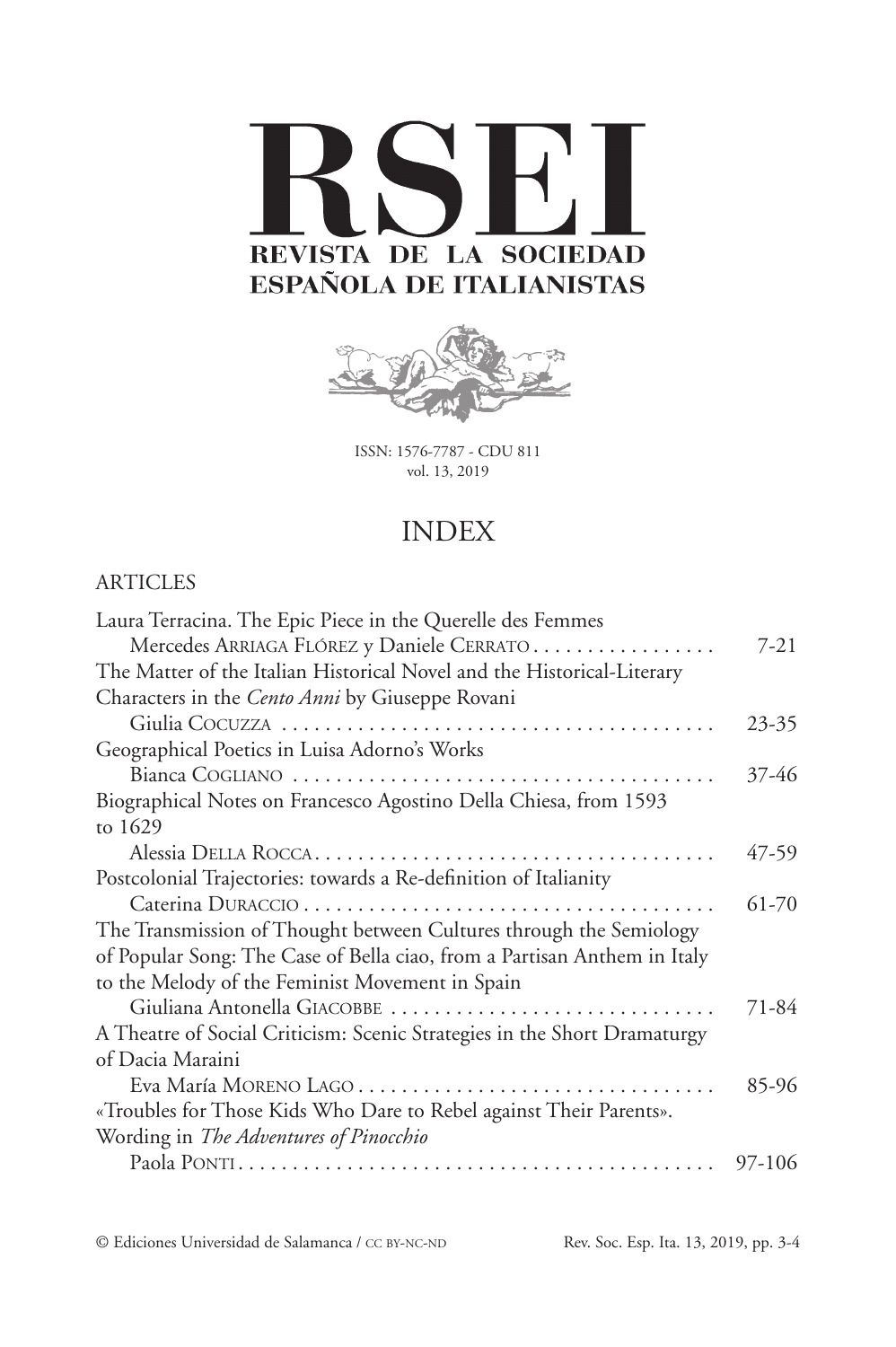# RSEI

**REVISTA DE LA SOCIEDAD ESPAÑOLA DE ITALIANISTAS**

ISSN: 1576-7787 - CDU 811
vol. 13, 2019

## INDEX

### ARTICLES

Laura Terracina. The Epic Piece in the Querelle des Femmes
Mercedes ARRIAGA FLÓREZ y Daniele CERRATO . . . . . . . . . . . . . . . . . 7-21

The Matter of the Italian Historical Novel and the Historical-Literary Characters in the *Cento Anni* by Giuseppe Rovani
Giulia COCUZZA . . . . . . . . . . . . . . . . . . . . . . . . . . . . . . . . . . . . . . . . 23-35

Geographical Poetics in Luisa Adorno's Works
Bianca COGLIANO . . . . . . . . . . . . . . . . . . . . . . . . . . . . . . . . . . . . . . . 37-46

Biographical Notes on Francesco Agostino Della Chiesa, from 1593 to 1629
Alessia DELLA ROCCA . . . . . . . . . . . . . . . . . . . . . . . . . . . . . . . . . . . . . 47-59

Postcolonial Trajectories: towards a Re-definition of Italianity
Caterina DURACCIO . . . . . . . . . . . . . . . . . . . . . . . . . . . . . . . . . . . . . . 61-70

The Transmission of Thought between Cultures through the Semiology of Popular Song: The Case of Bella ciao, from a Partisan Anthem in Italy to the Melody of the Feminist Movement in Spain
Giuliana Antonella GIACOBBE . . . . . . . . . . . . . . . . . . . . . . . . . . . . . . 71-84

A Theatre of Social Criticism: Scenic Strategies in the Short Dramaturgy of Dacia Maraini
Eva María MORENO LAGO . . . . . . . . . . . . . . . . . . . . . . . . . . . . . . . . . 85-96

«Troubles for Those Kids Who Dare to Rebel against Their Parents». Wording in *The Adventures of Pinocchio*
Paola PONTI . . . . . . . . . . . . . . . . . . . . . . . . . . . . . . . . . . . . . . . . . . . 97-106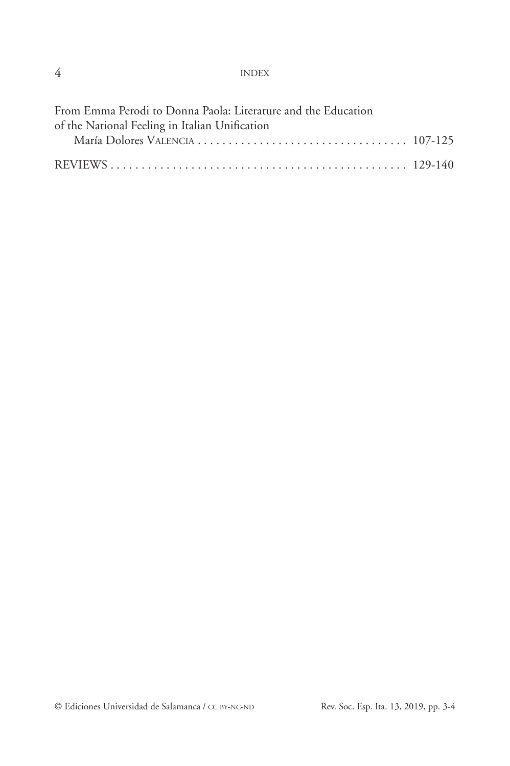From Emma Perodi to Donna Paola: Literature and the Education of the National Feeling in Italian Unification
María Dolores VALENCIA . . . . . . . . . . . . . . . . . . . . . . . . . . . . . . . . . . 107-125

REVIEWS . . . . . . . . . . . . . . . . . . . . . . . . . . . . . . . . . . . . . . . . . . . . . . . . 129-140